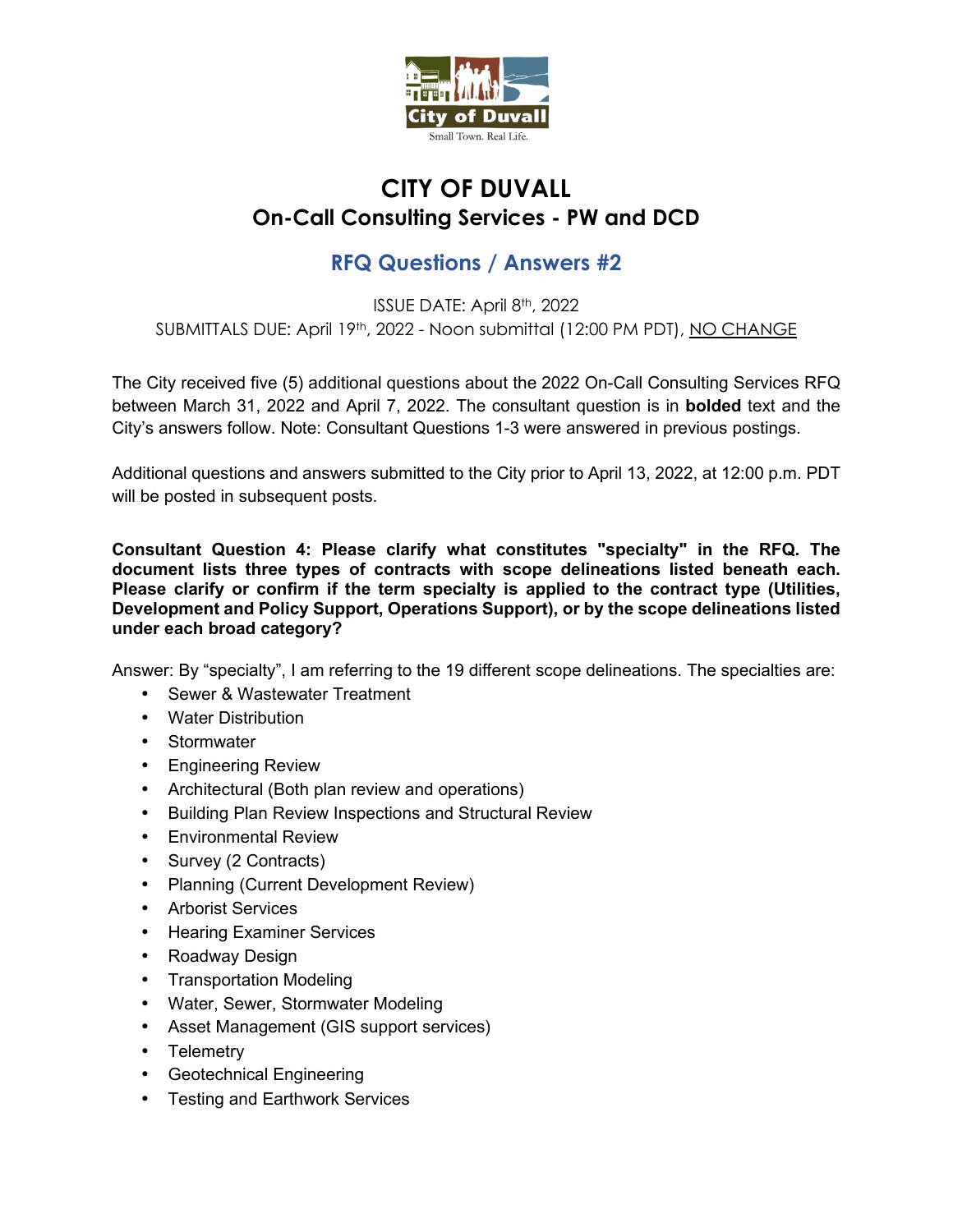# CITY OF DUVALL

## On-Call Consulting Services - PW and DCD

### RFQ Questions / Answers #2

ISSUE DATE: April 8th, 2022

SUBMITTALS DUE: April 19th, 2022 - Noon submittal (12:00 PM PDT), NO CHANGE

The City received five (5) additional questions about the 2022 On-Call Consulting Services RFQ between March 31, 2022 and April 7, 2022. The consultant question is in **bolded** text and the City's answers follow. Note: Consultant Questions 1-3 were answered in previous postings.

Additional questions and answers submitted to the City prior to April 13, 2022, at 12:00 p.m. PDT will be posted in subsequent posts.

**Consultant Question 4: Please clarify what constitutes "specialty" in the RFQ. The document lists three types of contracts with scope delineations listed beneath each. Please clarify or confirm if the term specialty is applied to the contract type (Utilities, Development and Policy Support, Operations Support), or by the scope delineations listed under each broad category?**

Answer: By "specialty", I am referring to the 19 different scope delineations. The specialties are:

- Sewer & Wastewater Treatment
- Water Distribution
- Stormwater
- Engineering Review
- Architectural (Both plan review and operations)
- Building Plan Review Inspections and Structural Review
- Environmental Review
- Survey (2 Contracts)
- Planning (Current Development Review)
- Arborist Services
- Hearing Examiner Services
- Roadway Design
- Transportation Modeling
- Water, Sewer, Stormwater Modeling
- Asset Management (GIS support services)
- Telemetry
- Geotechnical Engineering
- Testing and Earthwork Services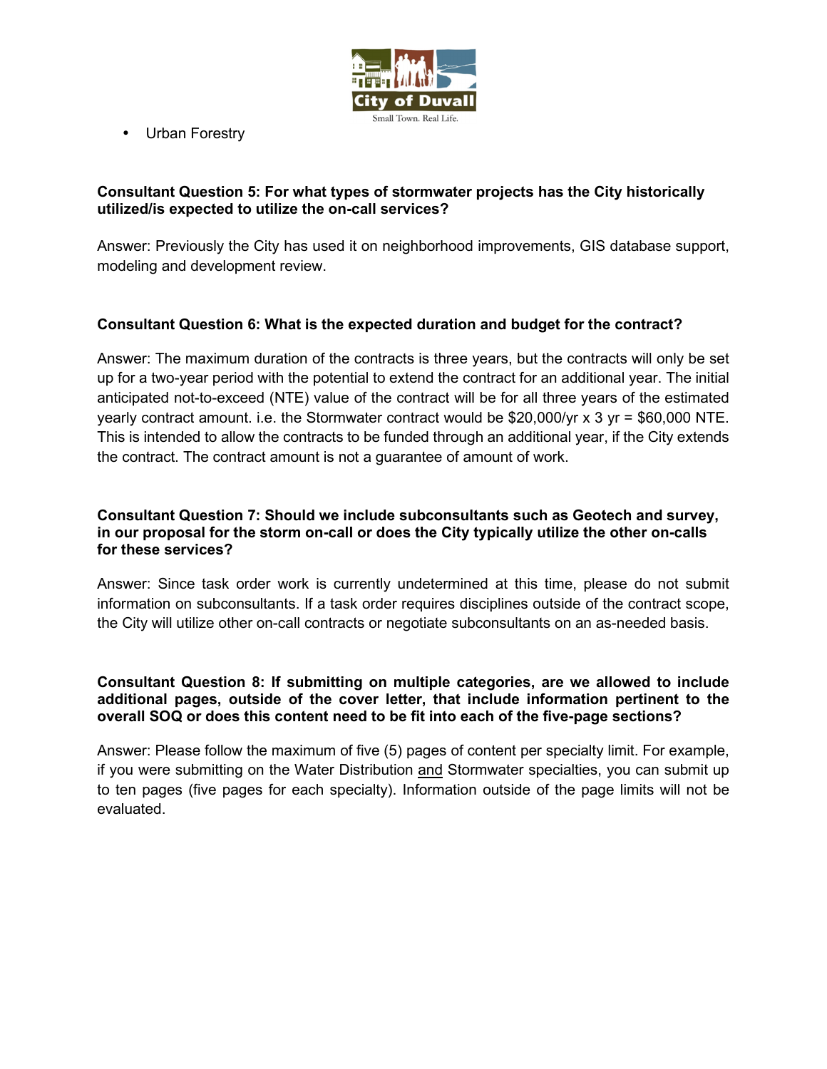- Urban Forestry

**Consultant Question 5: For what types of stormwater projects has the City historically utilized/is expected to utilize the on-call services?**

Answer: Previously the City has used it on neighborhood improvements, GIS database support, modeling and development review.

**Consultant Question 6: What is the expected duration and budget for the contract?**

Answer: The maximum duration of the contracts is three years, but the contracts will only be set up for a two-year period with the potential to extend the contract for an additional year. The initial anticipated not-to-exceed (NTE) value of the contract will be for all three years of the estimated yearly contract amount. i.e. the Stormwater contract would be $20,000/yr x 3 yr = $60,000 NTE. This is intended to allow the contracts to be funded through an additional year, if the City extends the contract. The contract amount is not a guarantee of amount of work.

**Consultant Question 7: Should we include subconsultants such as Geotech and survey, in our proposal for the storm on-call or does the City typically utilize the other on-calls for these services?**

Answer: Since task order work is currently undetermined at this time, please do not submit information on subconsultants. If a task order requires disciplines outside of the contract scope, the City will utilize other on-call contracts or negotiate subconsultants on an as-needed basis.

**Consultant Question 8: If submitting on multiple categories, are we allowed to include additional pages, outside of the cover letter, that include information pertinent to the overall SOQ or does this content need to be fit into each of the five-page sections?**

Answer: Please follow the maximum of five (5) pages of content per specialty limit. For example, if you were submitting on the Water Distribution <u>and</u> Stormwater specialties, you can submit up to ten pages (five pages for each specialty). Information outside of the page limits will not be evaluated.